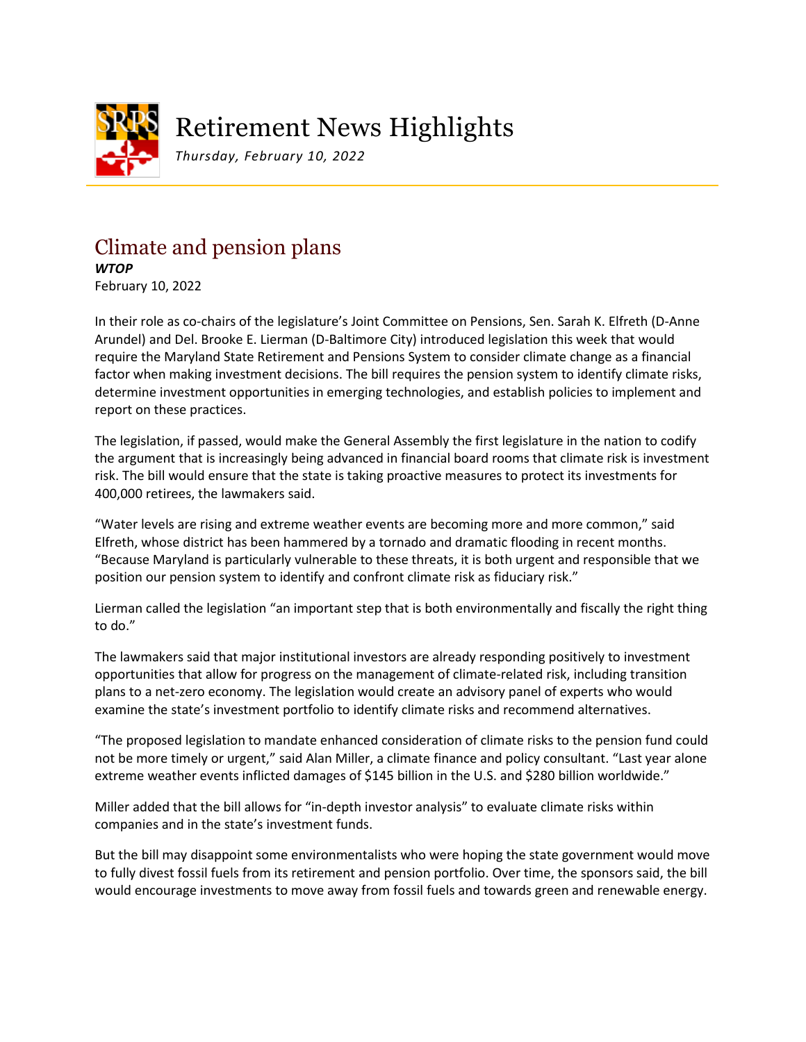# Retirement News Highlights

*Thursday, February 10, 2022*

## Climate and pension plans

***WTOP***

February 10, 2022

In their role as co-chairs of the legislature's Joint Committee on Pensions, Sen. Sarah K. Elfreth (D-Anne Arundel) and Del. Brooke E. Lierman (D-Baltimore City) introduced legislation this week that would require the Maryland State Retirement and Pensions System to consider climate change as a financial factor when making investment decisions. The bill requires the pension system to identify climate risks, determine investment opportunities in emerging technologies, and establish policies to implement and report on these practices.

The legislation, if passed, would make the General Assembly the first legislature in the nation to codify the argument that is increasingly being advanced in financial board rooms that climate risk is investment risk. The bill would ensure that the state is taking proactive measures to protect its investments for 400,000 retirees, the lawmakers said.

"Water levels are rising and extreme weather events are becoming more and more common," said Elfreth, whose district has been hammered by a tornado and dramatic flooding in recent months. "Because Maryland is particularly vulnerable to these threats, it is both urgent and responsible that we position our pension system to identify and confront climate risk as fiduciary risk."

Lierman called the legislation "an important step that is both environmentally and fiscally the right thing to do."

The lawmakers said that major institutional investors are already responding positively to investment opportunities that allow for progress on the management of climate-related risk, including transition plans to a net-zero economy. The legislation would create an advisory panel of experts who would examine the state's investment portfolio to identify climate risks and recommend alternatives.

"The proposed legislation to mandate enhanced consideration of climate risks to the pension fund could not be more timely or urgent," said Alan Miller, a climate finance and policy consultant. "Last year alone extreme weather events inflicted damages of $145 billion in the U.S. and $280 billion worldwide."

Miller added that the bill allows for "in-depth investor analysis" to evaluate climate risks within companies and in the state's investment funds.

But the bill may disappoint some environmentalists who were hoping the state government would move to fully divest fossil fuels from its retirement and pension portfolio. Over time, the sponsors said, the bill would encourage investments to move away from fossil fuels and towards green and renewable energy.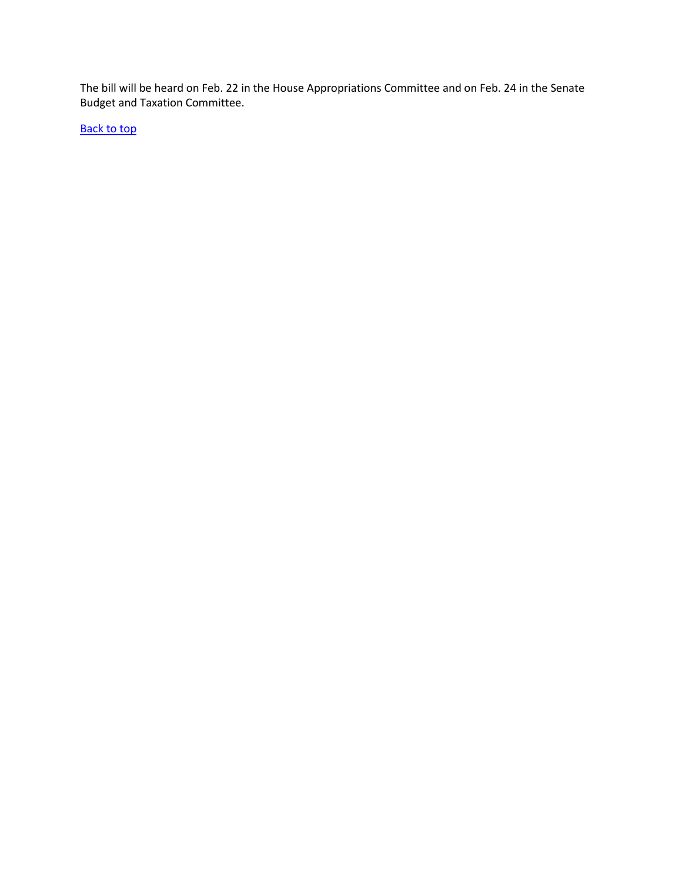The bill will be heard on Feb. 22 in the House Appropriations Committee and on Feb. 24 in the Senate Budget and Taxation Committee.

Back to top